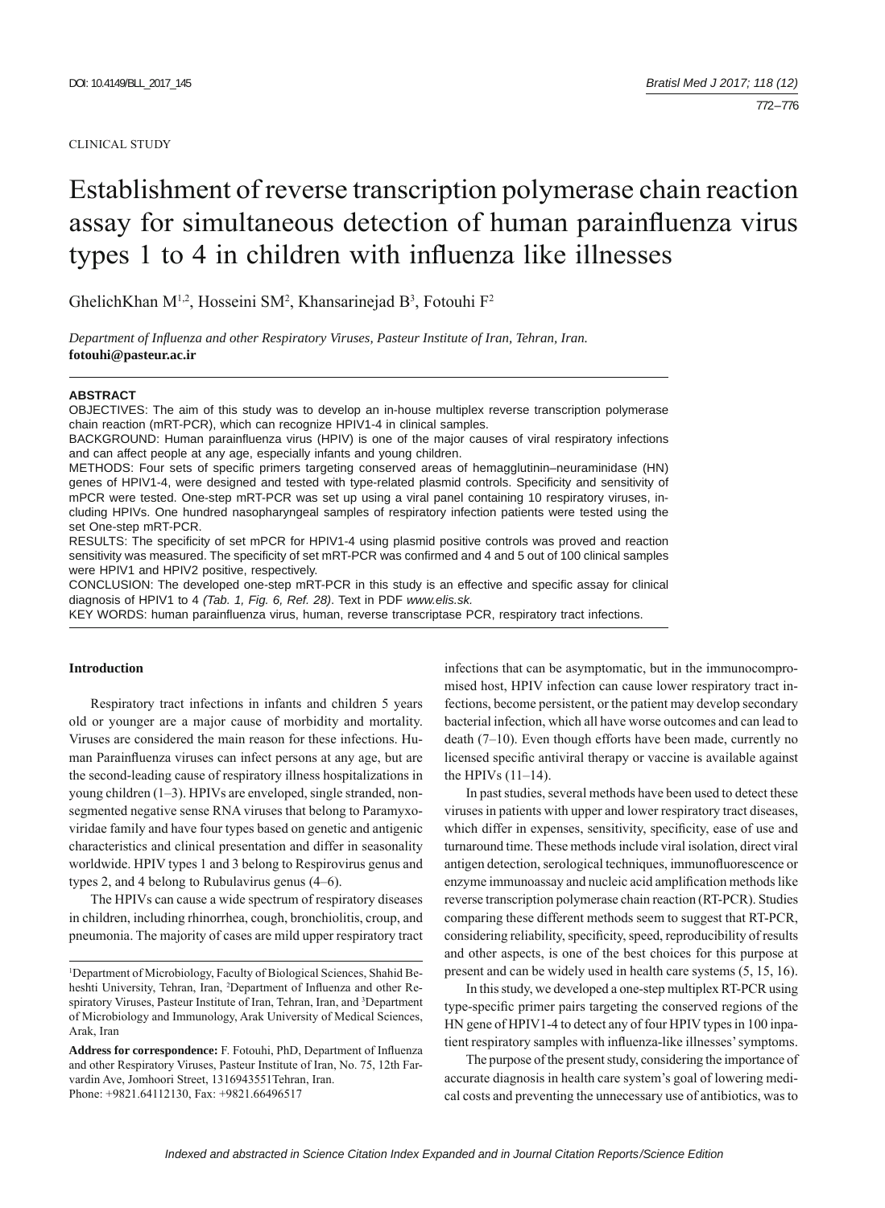CLINICAL STUDY

# Establishment of reverse transcription polymerase chain reaction assay for simultaneous detection of human parainfluenza virus types 1 to 4 in children with influenza like illnesses

GhelichKhan M[1,2], Hosseini SM[2], Khansarinejad B[3], Fotouhi F[2]

*Department of Influenza and other Respiratory Viruses, Pasteur Institute of Iran, Tehran, Iran.*
**fotouhi@pasteur.ac.ir**

**ABSTRACT**

OBJECTIVES: The aim of this study was to develop an in-house multiplex reverse transcription polymerase chain reaction (mRT-PCR), which can recognize HPIV1-4 in clinical samples.

BACKGROUND: Human parainfluenza virus (HPIV) is one of the major causes of viral respiratory infections and can affect people at any age, especially infants and young children.

METHODS: Four sets of specific primers targeting conserved areas of hemagglutinin–neuraminidase (HN) genes of HPIV1-4, were designed and tested with type-related plasmid controls. Specificity and sensitivity of mPCR were tested. One-step mRT-PCR was set up using a viral panel containing 10 respiratory viruses, including HPIVs. One hundred nasopharyngeal samples of respiratory infection patients were tested using the set One-step mRT-PCR.

RESULTS: The specificity of set mPCR for HPIV1-4 using plasmid positive controls was proved and reaction sensitivity was measured. The specificity of set mRT-PCR was confirmed and 4 and 5 out of 100 clinical samples were HPIV1 and HPIV2 positive, respectively.

CONCLUSION: The developed one-step mRT-PCR in this study is an effective and specific assay for clinical diagnosis of HPIV1 to 4 *(Tab. 1, Fig. 6, Ref. 28)*. Text in PDF *www.elis.sk.*

KEY WORDS: human parainfluenza virus, human, reverse transcriptase PCR, respiratory tract infections.

## Introduction

Respiratory tract infections in infants and children 5 years old or younger are a major cause of morbidity and mortality. Viruses are considered the main reason for these infections. Human Parainfluenza viruses can infect persons at any age, but are the second-leading cause of respiratory illness hospitalizations in young children (1–3). HPIVs are enveloped, single stranded, non-segmented negative sense RNA viruses that belong to Paramyxoviridae family and have four types based on genetic and antigenic characteristics and clinical presentation and differ in seasonality worldwide. HPIV types 1 and 3 belong to Respirovirus genus and types 2, and 4 belong to Rubulavirus genus (4–6).

The HPIVs can cause a wide spectrum of respiratory diseases in children, including rhinorrhea, cough, bronchiolitis, croup, and pneumonia. The majority of cases are mild upper respiratory tract infections that can be asymptomatic, but in the immunocompromised host, HPIV infection can cause lower respiratory tract infections, become persistent, or the patient may develop secondary bacterial infection, which all have worse outcomes and can lead to death (7–10). Even though efforts have been made, currently no licensed specific antiviral therapy or vaccine is available against the HPIVs (11–14).

In past studies, several methods have been used to detect these viruses in patients with upper and lower respiratory tract diseases, which differ in expenses, sensitivity, specificity, ease of use and turnaround time. These methods include viral isolation, direct viral antigen detection, serological techniques, immunofluorescence or enzyme immunoassay and nucleic acid amplification methods like reverse transcription polymerase chain reaction (RT-PCR). Studies comparing these different methods seem to suggest that RT-PCR, considering reliability, specificity, speed, reproducibility of results and other aspects, is one of the best choices for this purpose at present and can be widely used in health care systems (5, 15, 16).

In this study, we developed a one-step multiplex RT-PCR using type-specific primer pairs targeting the conserved regions of the HN gene of HPIV1-4 to detect any of four HPIV types in 100 inpatient respiratory samples with influenza-like illnesses' symptoms.

The purpose of the present study, considering the importance of accurate diagnosis in health care system's goal of lowering medical costs and preventing the unnecessary use of antibiotics, was to

[1]Department of Microbiology, Faculty of Biological Sciences, Shahid Beheshti University, Tehran, Iran, [2]Department of Influenza and other Respiratory Viruses, Pasteur Institute of Iran, Tehran, Iran, and [3]Department of Microbiology and Immunology, Arak University of Medical Sciences, Arak, Iran

**Address for correspondence:** F. Fotouhi, PhD, Department of Influenza and other Respiratory Viruses, Pasteur Institute of Iran, No. 75, 12th Farvardin Ave, Jomhoori Street, 1316943551Tehran, Iran.
Phone: +9821.64112130, Fax: +9821.66496517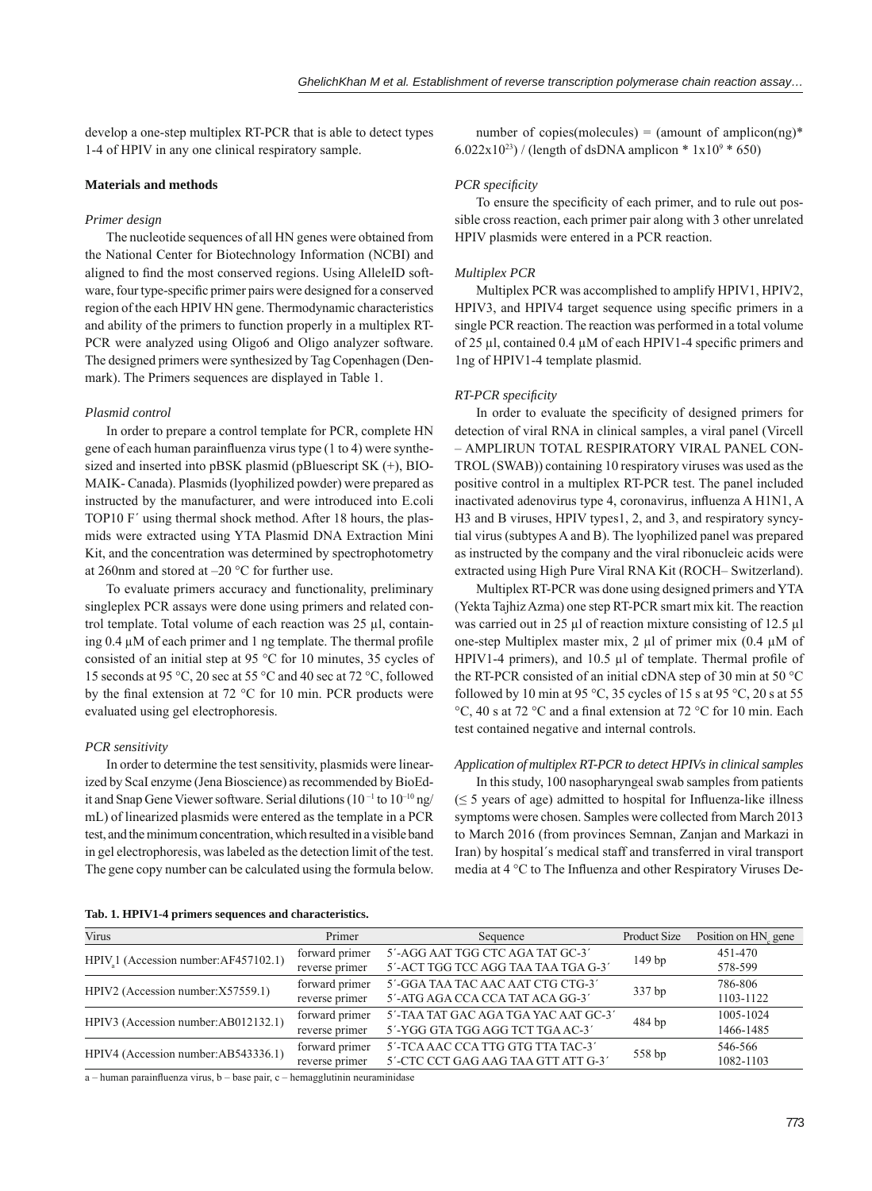develop a one-step multiplex RT-PCR that is able to detect types 1-4 of HPIV in any one clinical respiratory sample.

## Materials and methods

### *Primer design*

The nucleotide sequences of all HN genes were obtained from the National Center for Biotechnology Information (NCBI) and aligned to find the most conserved regions. Using AlleleID software, four type-specific primer pairs were designed for a conserved region of the each HPIV HN gene. Thermodynamic characteristics and ability of the primers to function properly in a multiplex RT-PCR were analyzed using Oligo6 and Oligo analyzer software. The designed primers were synthesized by Tag Copenhagen (Denmark). The Primers sequences are displayed in Table 1.

### *Plasmid control*

In order to prepare a control template for PCR, complete HN gene of each human parainfluenza virus type (1 to 4) were synthesized and inserted into pBSK plasmid (pBluescript SK (+), BIO-MAIK- Canada). Plasmids (lyophilized powder) were prepared as instructed by the manufacturer, and were introduced into E.coli TOP10 F′ using thermal shock method. After 18 hours, the plasmids were extracted using YTA Plasmid DNA Extraction Mini Kit, and the concentration was determined by spectrophotometry at 260nm and stored at –20 °C for further use.

To evaluate primers accuracy and functionality, preliminary singleplex PCR assays were done using primers and related control template. Total volume of each reaction was 25 µl, containing 0.4 µM of each primer and 1 ng template. The thermal profile consisted of an initial step at 95 °C for 10 minutes, 35 cycles of 15 seconds at 95 °C, 20 sec at 55 °C and 40 sec at 72 °C, followed by the final extension at 72 °C for 10 min. PCR products were evaluated using gel electrophoresis.

### *PCR sensitivity*

In order to determine the test sensitivity, plasmids were linearized by ScaI enzyme (Jena Bioscience) as recommended by BioEdit and Snap Gene Viewer software. Serial dilutions ($10^{-1}$ to $10^{-10}$ ng/mL) of linearized plasmids were entered as the template in a PCR test, and the minimum concentration, which resulted in a visible band in gel electrophoresis, was labeled as the detection limit of the test. The gene copy number can be calculated using the formula below.

number of copies(molecules) = (amount of amplicon(ng)* $6.022\times10^{23}$) / (length of dsDNA amplicon * $1\times10^{9}$ * 650)

### *PCR specificity*

To ensure the specificity of each primer, and to rule out possible cross reaction, each primer pair along with 3 other unrelated HPIV plasmids were entered in a PCR reaction.

### *Multiplex PCR*

Multiplex PCR was accomplished to amplify HPIV1, HPIV2, HPIV3, and HPIV4 target sequence using specific primers in a single PCR reaction. The reaction was performed in a total volume of 25 µl, contained 0.4 µM of each HPIV1-4 specific primers and 1ng of HPIV1-4 template plasmid.

### *RT-PCR specificity*

In order to evaluate the specificity of designed primers for detection of viral RNA in clinical samples, a viral panel (Vircell – AMPLIRUN TOTAL RESPIRATORY VIRAL PANEL CONTROL (SWAB)) containing 10 respiratory viruses was used as the positive control in a multiplex RT-PCR test. The panel included inactivated adenovirus type 4, coronavirus, influenza A H1N1, A H3 and B viruses, HPIV types1, 2, and 3, and respiratory syncytial virus (subtypes A and B). The lyophilized panel was prepared as instructed by the company and the viral ribonucleic acids were extracted using High Pure Viral RNA Kit (ROCH– Switzerland).

Multiplex RT-PCR was done using designed primers and YTA (Yekta Tajhiz Azma) one step RT-PCR smart mix kit. The reaction was carried out in 25 µl of reaction mixture consisting of 12.5 µl one-step Multiplex master mix, 2 µl of primer mix (0.4 µM of HPIV1-4 primers), and 10.5 µl of template. Thermal profile of the RT-PCR consisted of an initial cDNA step of 30 min at 50 °C followed by 10 min at 95 °C, 35 cycles of 15 s at 95 °C, 20 s at 55 °C, 40 s at 72 °C and a final extension at 72 °C for 10 min. Each test contained negative and internal controls.

### *Application of multiplex RT-PCR to detect HPIVs in clinical samples*

In this study, 100 nasopharyngeal swab samples from patients (≤ 5 years of age) admitted to hospital for Influenza-like illness symptoms were chosen. Samples were collected from March 2013 to March 2016 (from provinces Semnan, Zanjan and Markazi in Iran) by hospital´s medical staff and transferred in viral transport media at 4 °C to The Influenza and other Respiratory Viruses De-

**Tab. 1. HPIV1-4 primers sequences and characteristics.**

| Virus | Primer | Sequence | Product Size | Position on HN[c] gene |
|---|---|---|---|---|
| HPIV[a]1 (Accession number:AF457102.1) | forward primer | 5′-AGG AAT TGG CTC AGA TAT GC-3′ | 149 bp | 451-470 |
| | reverse primer | 5′-ACT TGG TCC AGG TAA TAA TGA G-3′ | | 578-599 |
| HPIV2 (Accession number:X57559.1) | forward primer | 5′-GGA TAA TAC AAC AAT CTG CTG-3′ | 337 bp | 786-806 |
| | reverse primer | 5′-ATG AGA CCA CCA TAT ACA GG-3′ | | 1103-1122 |
| HPIV3 (Accession number:AB012132.1) | forward primer | 5′-TAA TAT GAC AGA TGA YAC AAT GC-3′ | 484 bp | 1005-1024 |
| | reverse primer | 5′-YGG GTA TGG AGG TCT TGA AC-3′ | | 1466-1485 |
| HPIV4 (Accession number:AB543336.1) | forward primer | 5′-TCA AAC CCA TTG GTG TTA TAC-3′ | 558 bp | 546-566 |
| | reverse primer | 5′-CTC CCT GAG AAG TAA GTT ATT G-3′ | | 1082-1103 |

a – human parainfluenza virus, b – base pair, c – hemagglutinin neuraminidase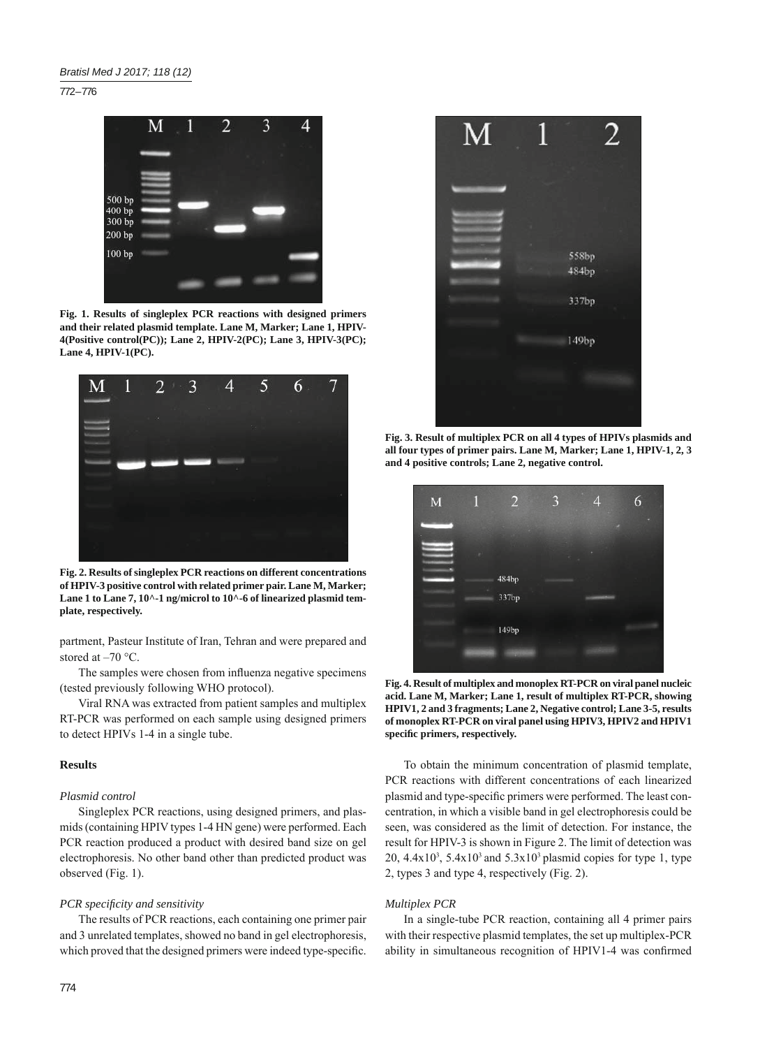Fig. 1. Results of singleplex PCR reactions with designed primers and their related plasmid template. Lane M, Marker; Lane 1, HPIV-4(Positive control(PC)); Lane 2, HPIV-2(PC); Lane 3, HPIV-3(PC); Lane 4, HPIV-1(PC).

Fig. 2. Results of singleplex PCR reactions on different concentrations of HPIV-3 positive control with related primer pair. Lane M, Marker; Lane 1 to Lane 7, 10^-1 ng/microl to 10^-6 of linearized plasmid template, respectively.

partment, Pasteur Institute of Iran, Tehran and were prepared and stored at –70 °C.

The samples were chosen from influenza negative specimens (tested previously following WHO protocol).

Viral RNA was extracted from patient samples and multiplex RT-PCR was performed on each sample using designed primers to detect HPIVs 1-4 in a single tube.

## Results

### *Plasmid control*

Singleplex PCR reactions, using designed primers, and plasmids (containing HPIV types 1-4 HN gene) were performed. Each PCR reaction produced a product with desired band size on gel electrophoresis. No other band other than predicted product was observed (Fig. 1).

### *PCR specificity and sensitivity*

The results of PCR reactions, each containing one primer pair and 3 unrelated templates, showed no band in gel electrophoresis, which proved that the designed primers were indeed type-specific.

Fig. 3. Result of multiplex PCR on all 4 types of HPIVs plasmids and all four types of primer pairs. Lane M, Marker; Lane 1, HPIV-1, 2, 3 and 4 positive controls; Lane 2, negative control.

Fig. 4. Result of multiplex and monoplex RT-PCR on viral panel nucleic acid. Lane M, Marker; Lane 1, result of multiplex RT-PCR, showing HPIV1, 2 and 3 fragments; Lane 2, Negative control; Lane 3-5, results of monoplex RT-PCR on viral panel using HPIV3, HPIV2 and HPIV1 specific primers, respectively.

To obtain the minimum concentration of plasmid template, PCR reactions with different concentrations of each linearized plasmid and type-specific primers were performed. The least concentration, in which a visible band in gel electrophoresis could be seen, was considered as the limit of detection. For instance, the result for HPIV-3 is shown in Figure 2. The limit of detection was 20, $4.4\times10^3$, $5.4\times10^3$ and $5.3\times10^3$ plasmid copies for type 1, type 2, types 3 and type 4, respectively (Fig. 2).

### *Multiplex PCR*

In a single-tube PCR reaction, containing all 4 primer pairs with their respective plasmid templates, the set up multiplex-PCR ability in simultaneous recognition of HPIV1-4 was confirmed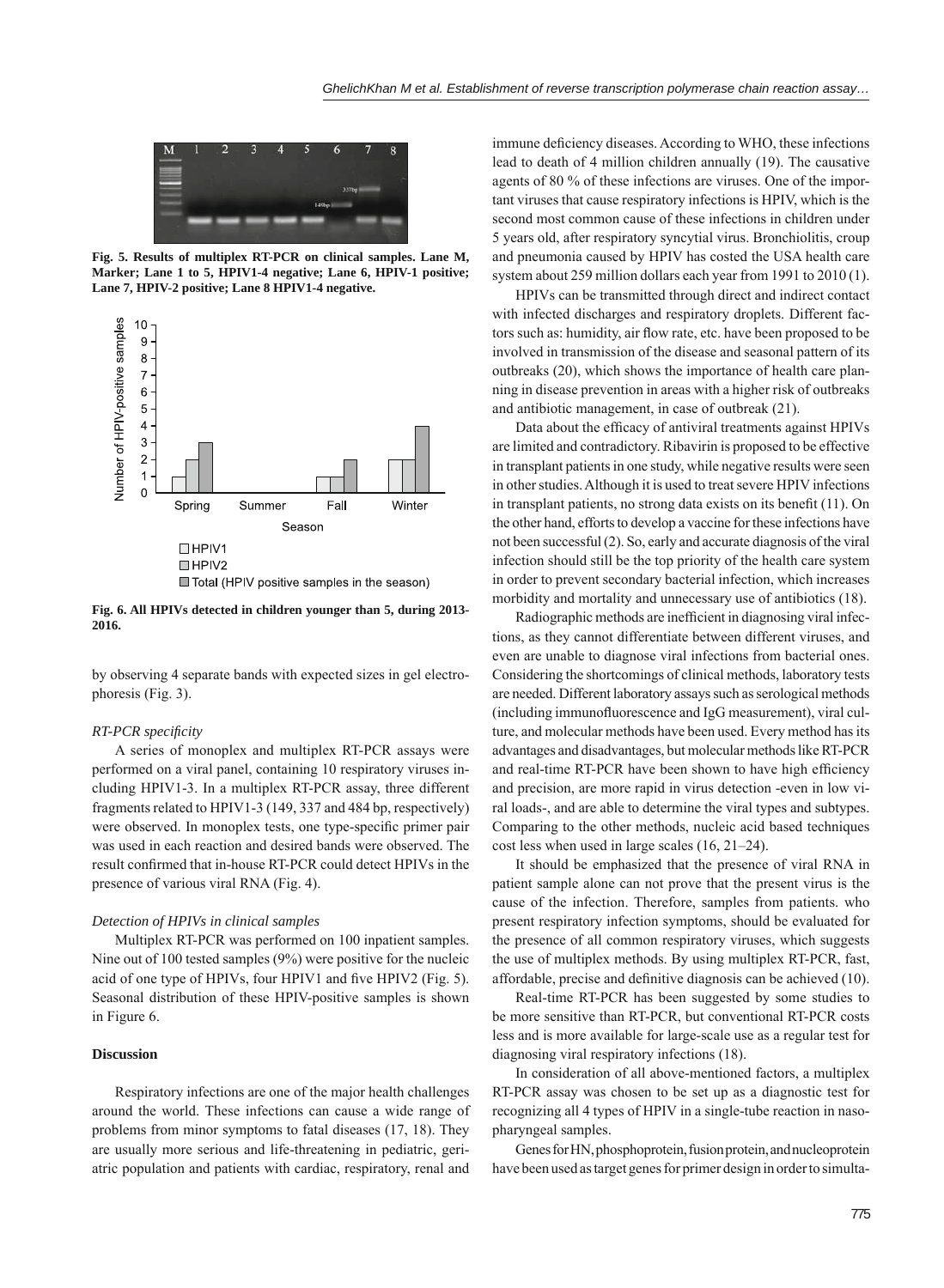Fig. 5. Results of multiplex RT-PCR on clinical samples. Lane M, Marker; Lane 1 to 5, HPIV1-4 negative; Lane 6, HPIV-1 positive; Lane 7, HPIV-2 positive; Lane 8 HPIV1-4 negative.

Fig. 6. All HPIVs detected in children younger than 5, during 2013-2016.

by observing 4 separate bands with expected sizes in gel electrophoresis (Fig. 3).

*RT-PCR specificity*

A series of monoplex and multiplex RT-PCR assays were performed on a viral panel, containing 10 respiratory viruses including HPIV1-3. In a multiplex RT-PCR assay, three different fragments related to HPIV1-3 (149, 337 and 484 bp, respectively) were observed. In monoplex tests, one type-specific primer pair was used in each reaction and desired bands were observed. The result confirmed that in-house RT-PCR could detect HPIVs in the presence of various viral RNA (Fig. 4).

*Detection of HPIVs in clinical samples*

Multiplex RT-PCR was performed on 100 inpatient samples. Nine out of 100 tested samples (9%) were positive for the nucleic acid of one type of HPIVs, four HPIV1 and five HPIV2 (Fig. 5). Seasonal distribution of these HPIV-positive samples is shown in Figure 6.

## Discussion

Respiratory infections are one of the major health challenges around the world. These infections can cause a wide range of problems from minor symptoms to fatal diseases (17, 18). They are usually more serious and life-threatening in pediatric, geriatric population and patients with cardiac, respiratory, renal and immune deficiency diseases. According to WHO, these infections lead to death of 4 million children annually (19). The causative agents of 80 % of these infections are viruses. One of the important viruses that cause respiratory infections is HPIV, which is the second most common cause of these infections in children under 5 years old, after respiratory syncytial virus. Bronchiolitis, croup and pneumonia caused by HPIV has costed the USA health care system about 259 million dollars each year from 1991 to 2010 (1).

HPIVs can be transmitted through direct and indirect contact with infected discharges and respiratory droplets. Different factors such as: humidity, air flow rate, etc. have been proposed to be involved in transmission of the disease and seasonal pattern of its outbreaks (20), which shows the importance of health care planning in disease prevention in areas with a higher risk of outbreaks and antibiotic management, in case of outbreak (21).

Data about the efficacy of antiviral treatments against HPIVs are limited and contradictory. Ribavirin is proposed to be effective in transplant patients in one study, while negative results were seen in other studies. Although it is used to treat severe HPIV infections in transplant patients, no strong data exists on its benefit (11). On the other hand, efforts to develop a vaccine for these infections have not been successful (2). So, early and accurate diagnosis of the viral infection should still be the top priority of the health care system in order to prevent secondary bacterial infection, which increases morbidity and mortality and unnecessary use of antibiotics (18).

Radiographic methods are inefficient in diagnosing viral infections, as they cannot differentiate between different viruses, and even are unable to diagnose viral infections from bacterial ones. Considering the shortcomings of clinical methods, laboratory tests are needed. Different laboratory assays such as serological methods (including immunofluorescence and IgG measurement), viral culture, and molecular methods have been used. Every method has its advantages and disadvantages, but molecular methods like RT-PCR and real-time RT-PCR have been shown to have high efficiency and precision, are more rapid in virus detection -even in low viral loads-, and are able to determine the viral types and subtypes. Comparing to the other methods, nucleic acid based techniques cost less when used in large scales (16, 21–24).

It should be emphasized that the presence of viral RNA in patient sample alone can not prove that the present virus is the cause of the infection. Therefore, samples from patients. who present respiratory infection symptoms, should be evaluated for the presence of all common respiratory viruses, which suggests the use of multiplex methods. By using multiplex RT-PCR, fast, affordable, precise and definitive diagnosis can be achieved (10).

Real-time RT-PCR has been suggested by some studies to be more sensitive than RT-PCR, but conventional RT-PCR costs less and is more available for large-scale use as a regular test for diagnosing viral respiratory infections (18).

In consideration of all above-mentioned factors, a multiplex RT-PCR assay was chosen to be set up as a diagnostic test for recognizing all 4 types of HPIV in a single-tube reaction in nasopharyngeal samples.

Genes for HN, phosphoprotein, fusion protein, and nucleoprotein have been used as target genes for primer design in order to simulta-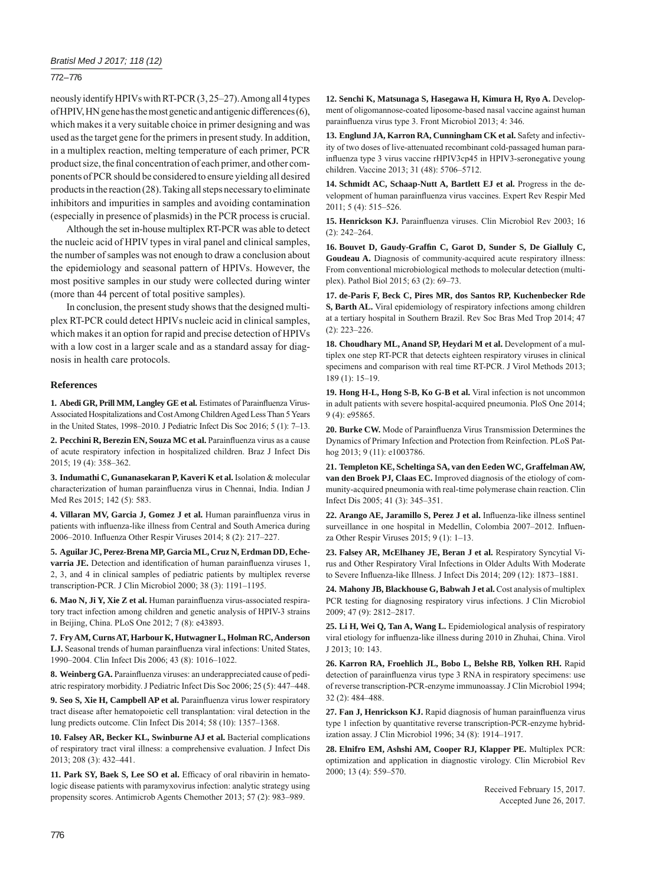neously identify HPIVs with RT-PCR (3, 25–27). Among all 4 types of HPIV, HN gene has the most genetic and antigenic differences (6), which makes it a very suitable choice in primer designing and was used as the target gene for the primers in present study. In addition, in a multiplex reaction, melting temperature of each primer, PCR product size, the final concentration of each primer, and other components of PCR should be considered to ensure yielding all desired products in the reaction (28). Taking all steps necessary to eliminate inhibitors and impurities in samples and avoiding contamination (especially in presence of plasmids) in the PCR process is crucial.

Although the set in-house multiplex RT-PCR was able to detect the nucleic acid of HPIV types in viral panel and clinical samples, the number of samples was not enough to draw a conclusion about the epidemiology and seasonal pattern of HPIVs. However, the most positive samples in our study were collected during winter (more than 44 percent of total positive samples).

In conclusion, the present study shows that the designed multiplex RT-PCR could detect HPIVs nucleic acid in clinical samples, which makes it an option for rapid and precise detection of HPIVs with a low cost in a larger scale and as a standard assay for diagnosis in health care protocols.

## References

**1. Abedi GR, Prill MM, Langley GE et al.** Estimates of Parainfluenza Virus-Associated Hospitalizations and Cost Among Children Aged Less Than 5 Years in the United States, 1998–2010. J Pediatric Infect Dis Soc 2016; 5 (1): 7–13.

**2. Pecchini R, Berezin EN, Souza MC et al.** Parainfluenza virus as a cause of acute respiratory infection in hospitalized children. Braz J Infect Dis 2015; 19 (4): 358–362.

**3. Indumathi C, Gunanasekaran P, Kaveri K et al.** Isolation & molecular characterization of human parainfluenza virus in Chennai, India. Indian J Med Res 2015; 142 (5): 583.

**4. Villaran MV, Garcia J, Gomez J et al.** Human parainfluenza virus in patients with influenza-like illness from Central and South America during 2006–2010. Influenza Other Respir Viruses 2014; 8 (2): 217–227.

**5. Aguilar JC, Perez-Brena MP, Garcia ML, Cruz N, Erdman DD, Echevarria JE.** Detection and identification of human parainfluenza viruses 1, 2, 3, and 4 in clinical samples of pediatric patients by multiplex reverse transcription-PCR. J Clin Microbiol 2000; 38 (3): 1191–1195.

**6. Mao N, Ji Y, Xie Z et al.** Human parainfluenza virus-associated respiratory tract infection among children and genetic analysis of HPIV-3 strains in Beijing, China. PLoS One 2012; 7 (8): e43893.

**7. Fry AM, Curns AT, Harbour K, Hutwagner L, Holman RC, Anderson LJ.** Seasonal trends of human parainfluenza viral infections: United States, 1990–2004. Clin Infect Dis 2006; 43 (8): 1016–1022.

**8. Weinberg GA.** Parainfluenza viruses: an underappreciated cause of pediatric respiratory morbidity. J Pediatric Infect Dis Soc 2006; 25 (5): 447–448.

**9. Seo S, Xie H, Campbell AP et al.** Parainfluenza virus lower respiratory tract disease after hematopoietic cell transplantation: viral detection in the lung predicts outcome. Clin Infect Dis 2014; 58 (10): 1357–1368.

**10. Falsey AR, Becker KL, Swinburne AJ et al.** Bacterial complications of respiratory tract viral illness: a comprehensive evaluation. J Infect Dis 2013; 208 (3): 432–441.

**11. Park SY, Baek S, Lee SO et al.** Efficacy of oral ribavirin in hematologic disease patients with paramyxovirus infection: analytic strategy using propensity scores. Antimicrob Agents Chemother 2013; 57 (2): 983–989.

**12. Senchi K, Matsunaga S, Hasegawa H, Kimura H, Ryo A.** Development of oligomannose-coated liposome-based nasal vaccine against human parainfluenza virus type 3. Front Microbiol 2013; 4: 346.

**13. Englund JA, Karron RA, Cunningham CK et al.** Safety and infectivity of two doses of live-attenuated recombinant cold-passaged human parainfluenza type 3 virus vaccine rHPIV3cp45 in HPIV3-seronegative young children. Vaccine 2013; 31 (48): 5706–5712.

**14. Schmidt AC, Schaap-Nutt A, Bartlett EJ et al.** Progress in the development of human parainfluenza virus vaccines. Expert Rev Respir Med 2011; 5 (4): 515–526.

**15. Henrickson KJ.** Parainfluenza viruses. Clin Microbiol Rev 2003; 16 (2): 242–264.

**16. Bouvet D, Gaudy-Graffin C, Garot D, Sunder S, De Gialluly C, Goudeau A.** Diagnosis of community-acquired acute respiratory illness: From conventional microbiological methods to molecular detection (multiplex). Pathol Biol 2015; 63 (2): 69–73.

**17. de-Paris F, Beck C, Pires MR, dos Santos RP, Kuchenbecker Rde S, Barth AL.** Viral epidemiology of respiratory infections among children at a tertiary hospital in Southern Brazil. Rev Soc Bras Med Trop 2014; 47 (2): 223–226.

**18. Choudhary ML, Anand SP, Heydari M et al.** Development of a multiplex one step RT-PCR that detects eighteen respiratory viruses in clinical specimens and comparison with real time RT-PCR. J Virol Methods 2013; 189 (1): 15–19.

**19. Hong H-L, Hong S-B, Ko G-B et al.** Viral infection is not uncommon in adult patients with severe hospital-acquired pneumonia. PloS One 2014; 9 (4): e95865.

**20. Burke CW.** Mode of Parainfluenza Virus Transmission Determines the Dynamics of Primary Infection and Protection from Reinfection. PLoS Pathog 2013; 9 (11): e1003786.

**21. Templeton KE, Scheltinga SA, van den Eeden WC, Graffelman AW, van den Broek PJ, Claas EC.** Improved diagnosis of the etiology of community-acquired pneumonia with real-time polymerase chain reaction. Clin Infect Dis 2005; 41 (3): 345–351.

**22. Arango AE, Jaramillo S, Perez J et al.** Influenza-like illness sentinel surveillance in one hospital in Medellin, Colombia 2007–2012. Influenza Other Respir Viruses 2015; 9 (1): 1–13.

**23. Falsey AR, McElhaney JE, Beran J et al.** Respiratory Syncytial Virus and Other Respiratory Viral Infections in Older Adults With Moderate to Severe Influenza-like Illness. J Infect Dis 2014; 209 (12): 1873–1881.

**24. Mahony JB, Blackhouse G, Babwah J et al.** Cost analysis of multiplex PCR testing for diagnosing respiratory virus infections. J Clin Microbiol 2009; 47 (9): 2812–2817.

**25. Li H, Wei Q, Tan A, Wang L.** Epidemiological analysis of respiratory viral etiology for influenza-like illness during 2010 in Zhuhai, China. Virol J 2013; 10: 143.

**26. Karron RA, Froehlich JL, Bobo L, Belshe RB, Yolken RH.** Rapid detection of parainfluenza virus type 3 RNA in respiratory specimens: use of reverse transcription-PCR-enzyme immunoassay. J Clin Microbiol 1994; 32 (2): 484–488.

**27. Fan J, Henrickson KJ.** Rapid diagnosis of human parainfluenza virus type 1 infection by quantitative reverse transcription-PCR-enzyme hybridization assay. J Clin Microbiol 1996; 34 (8): 1914–1917.

**28. Elnifro EM, Ashshi AM, Cooper RJ, Klapper PE.** Multiplex PCR: optimization and application in diagnostic virology. Clin Microbiol Rev 2000; 13 (4): 559–570.

Received February 15, 2017.
Accepted June 26, 2017.